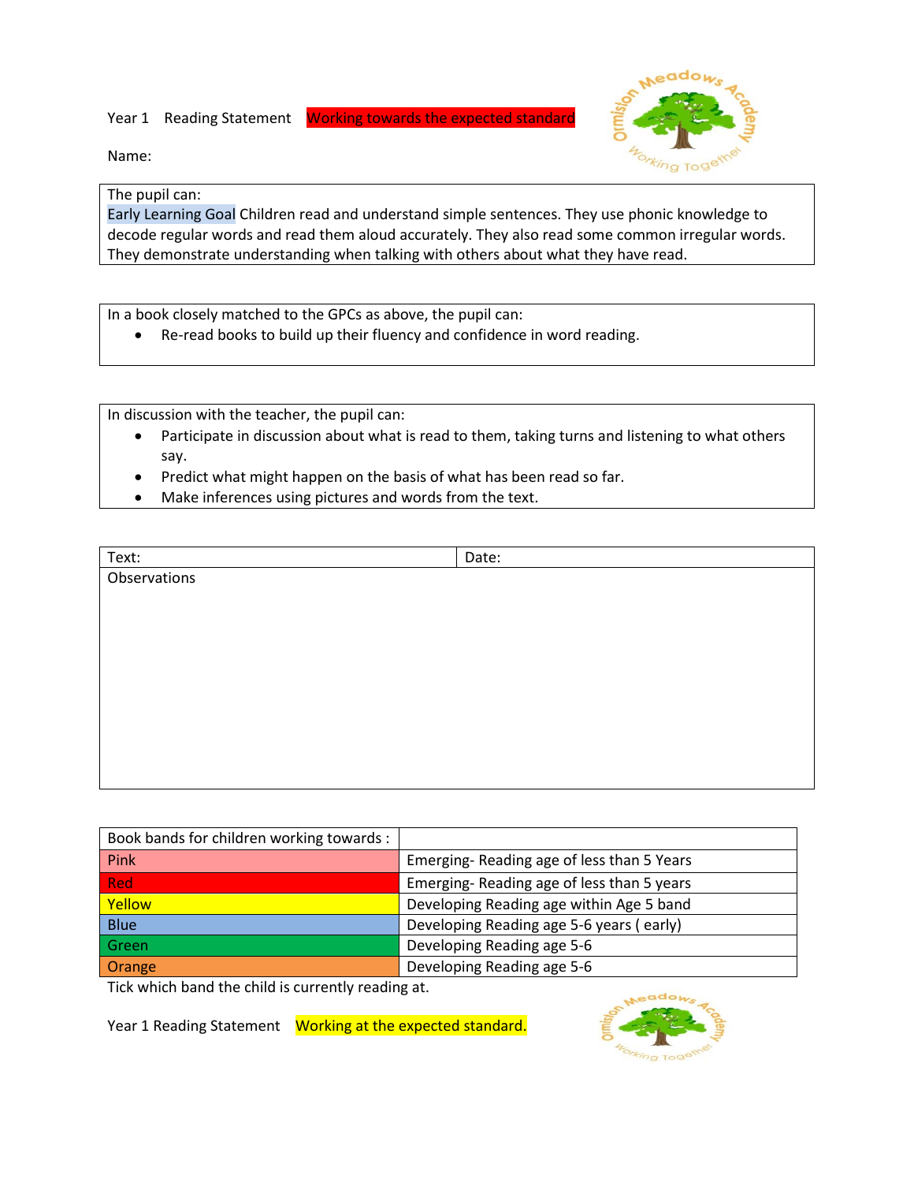Year 1 Reading Statement **Working towards the expected standard**

Name:

| The pupil can: |
|---|
| Early Learning Goal Children read and understand simple sentences. They use phonic knowledge to decode regular words and read them aloud accurately. They also read some common irregular words. They demonstrate understanding when talking with others about what they have read. |

| In a book closely matched to the GPCs as above, the pupil can: |
|---|
| • Re-read books to build up their fluency and confidence in word reading. |

| In discussion with the teacher, the pupil can: |
|---|
| • Participate in discussion about what is read to them, taking turns and listening to what others say.<br>• Predict what might happen on the basis of what has been read so far.<br>• Make inferences using pictures and words from the text. |

| Text: | Date: |
|---|---|
| Observations | |

| Book bands for children working towards : | |
|---|---|
| Pink | Emerging- Reading age of less than 5 Years |
| Red | Emerging- Reading age of less than 5 years |
| Yellow | Developing Reading age within Age 5 band |
| Blue | Developing Reading age 5-6 years ( early) |
| Green | Developing Reading age 5-6 |
| Orange | Developing Reading age 5-6 |

Tick which band the child is currently reading at.

Year 1 Reading Statement **Working at the expected standard.**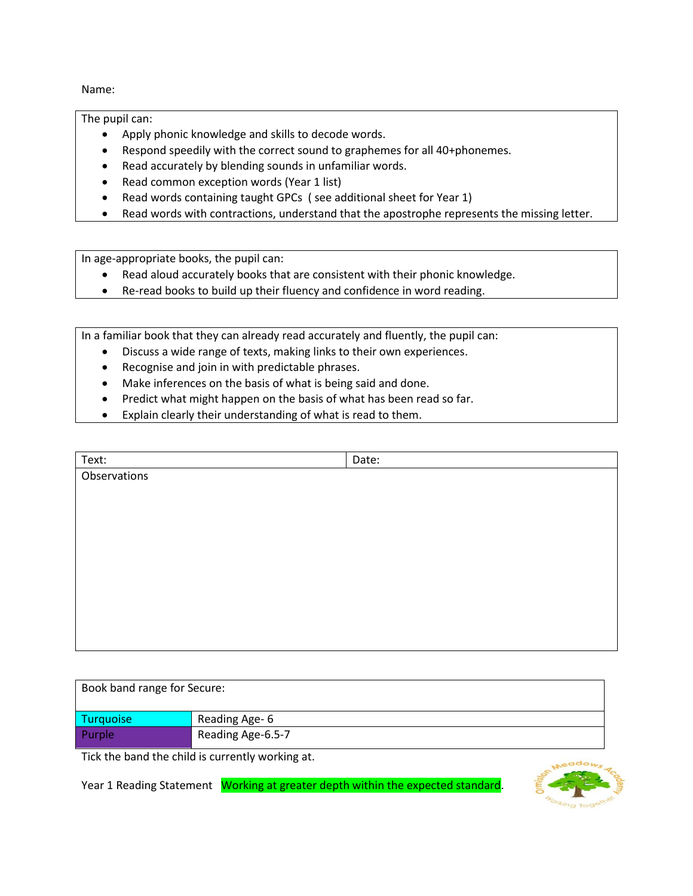Name:

| The pupil can: |
|---|
| • Apply phonic knowledge and skills to decode words.<br>• Respond speedily with the correct sound to graphemes for all 40+phonemes.<br>• Read accurately by blending sounds in unfamiliar words.<br>• Read common exception words (Year 1 list)<br>• Read words containing taught GPCs ( see additional sheet for Year 1)<br>• Read words with contractions, understand that the apostrophe represents the missing letter. |

| In age-appropriate books, the pupil can: |
|---|
| • Read aloud accurately books that are consistent with their phonic knowledge.<br>• Re-read books to build up their fluency and confidence in word reading. |

| In a familiar book that they can already read accurately and fluently, the pupil can: |
|---|
| • Discuss a wide range of texts, making links to their own experiences.<br>• Recognise and join in with predictable phrases.<br>• Make inferences on the basis of what is being said and done.<br>• Predict what might happen on the basis of what has been read so far.<br>• Explain clearly their understanding of what is read to them. |

| Text: | Date: |
|---|---|
| Observations | |

| Book band range for Secure: | |
|---|---|
| Turquoise | Reading Age- 6 |
| Purple | Reading Age-6.5-7 |

Tick the band the child is currently working at.

Year 1 Reading Statement Working at greater depth within the expected standard.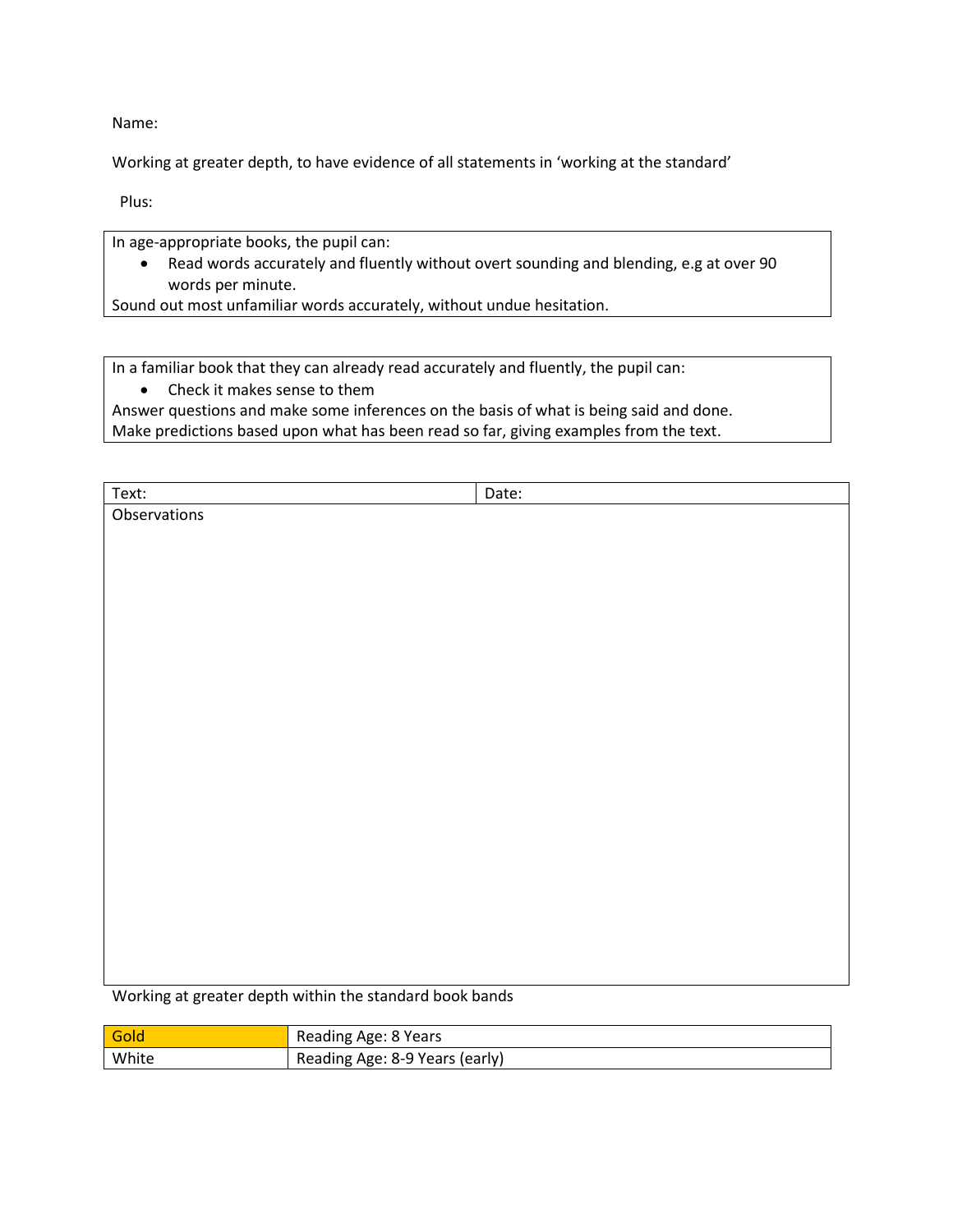Name:

Working at greater depth, to have evidence of all statements in 'working at the standard'

Plus:

| |
|---|
| In age-appropriate books, the pupil can:<br>• Read words accurately and fluently without overt sounding and blending, e.g at over 90 words per minute.<br>Sound out most unfamiliar words accurately, without undue hesitation. |

| |
|---|
| In a familiar book that they can already read accurately and fluently, the pupil can:<br>• Check it makes sense to them<br>Answer questions and make some inferences on the basis of what is being said and done.<br>Make predictions based upon what has been read so far, giving examples from the text. |

| Text: | Date: |
|---|---|
| Observations | |

Working at greater depth within the standard book bands

| | |
|---|---|
| Gold | Reading Age: 8 Years |
| White | Reading Age: 8-9 Years (early) |